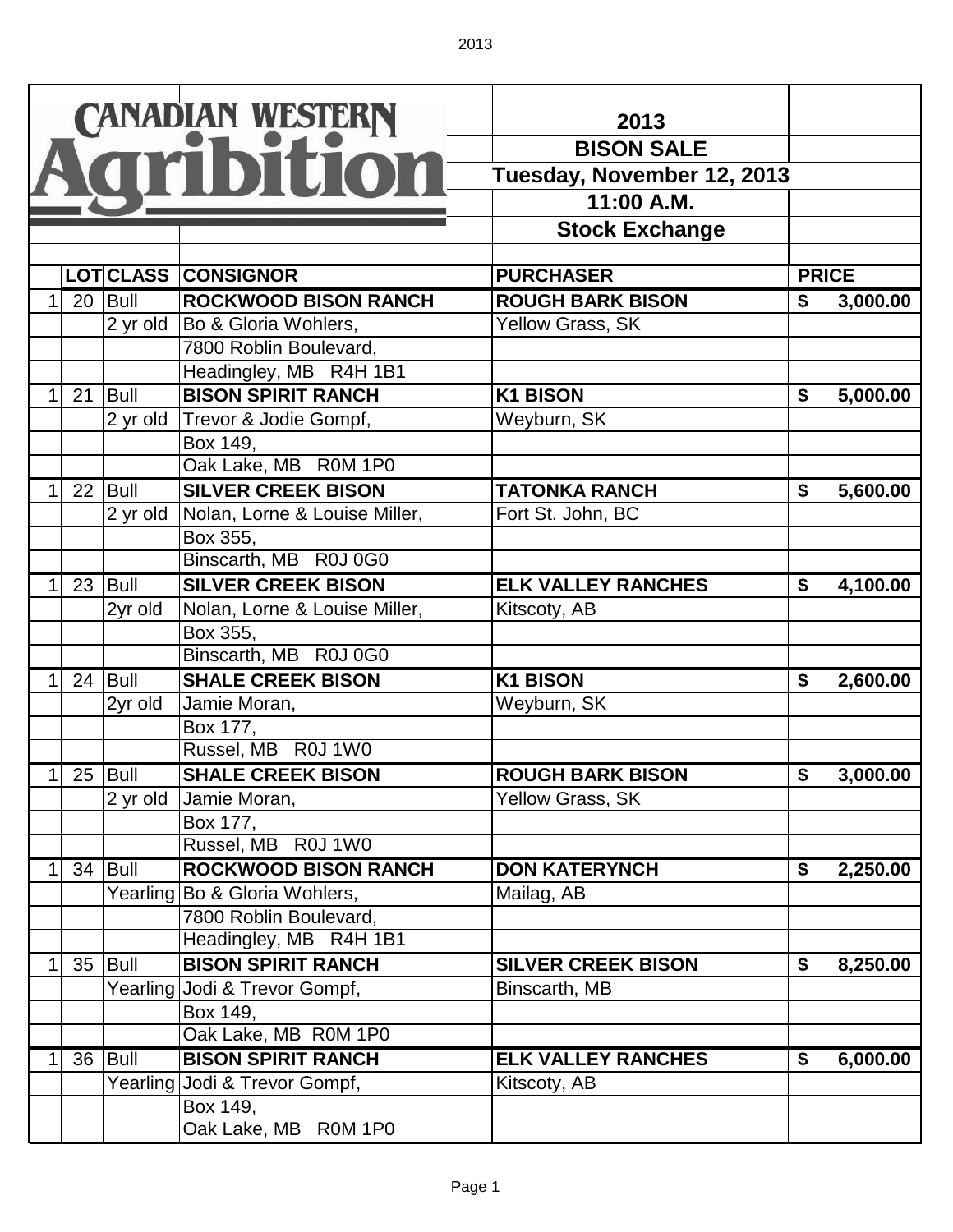# CANADIAN WESTERN Agribition

## 2013 BISON SALE

**Tuesday, November 12, 2013**

**11:00 A.M.**

**Stock Exchange**

| | LOT | CLASS | CONSIGNOR | PURCHASER | PRICE |
|---|---|---|---|---|---|
| 1 | 20 | Bull | **ROCKWOOD BISON RANCH** | **ROUGH BARK BISON** | **$ 3,000.00** |
| | | 2 yr old | Bo & Gloria Wohlers, | Yellow Grass, SK | |
| | | | 7800 Roblin Boulevard, | | |
| | | | Headingley, MB R4H 1B1 | | |
| 1 | 21 | Bull | **BISON SPIRIT RANCH** | **K1 BISON** | **$ 5,000.00** |
| | | 2 yr old | Trevor & Jodie Gompf, | Weyburn, SK | |
| | | | Box 149, | | |
| | | | Oak Lake, MB R0M 1P0 | | |
| 1 | 22 | Bull | **SILVER CREEK BISON** | **TATONKA RANCH** | **$ 5,600.00** |
| | | 2 yr old | Nolan, Lorne & Louise Miller, | Fort St. John, BC | |
| | | | Box 355, | | |
| | | | Binscarth, MB R0J 0G0 | | |
| 1 | 23 | Bull | **SILVER CREEK BISON** | **ELK VALLEY RANCHES** | **$ 4,100.00** |
| | | 2yr old | Nolan, Lorne & Louise Miller, | Kitscoty, AB | |
| | | | Box 355, | | |
| | | | Binscarth, MB R0J 0G0 | | |
| 1 | 24 | Bull | **SHALE CREEK BISON** | **K1 BISON** | **$ 2,600.00** |
| | | 2yr old | Jamie Moran, | Weyburn, SK | |
| | | | Box 177, | | |
| | | | Russel, MB R0J 1W0 | | |
| 1 | 25 | Bull | **SHALE CREEK BISON** | **ROUGH BARK BISON** | **$ 3,000.00** |
| | | 2 yr old | Jamie Moran, | Yellow Grass, SK | |
| | | | Box 177, | | |
| | | | Russel, MB R0J 1W0 | | |
| 1 | 34 | Bull | **ROCKWOOD BISON RANCH** | **DON KATERYNCH** | **$ 2,250.00** |
| | | Yearling | Bo & Gloria Wohlers, | Mailag, AB | |
| | | | 7800 Roblin Boulevard, | | |
| | | | Headingley, MB R4H 1B1 | | |
| 1 | 35 | Bull | **BISON SPIRIT RANCH** | **SILVER CREEK BISON** | **$ 8,250.00** |
| | | Yearling | Jodi & Trevor Gompf, | Binscarth, MB | |
| | | | Box 149, | | |
| | | | Oak Lake, MB R0M 1P0 | | |
| 1 | 36 | Bull | **BISON SPIRIT RANCH** | **ELK VALLEY RANCHES** | **$ 6,000.00** |
| | | Yearling | Jodi & Trevor Gompf, | Kitscoty, AB | |
| | | | Box 149, | | |
| | | | Oak Lake, MB R0M 1P0 | | |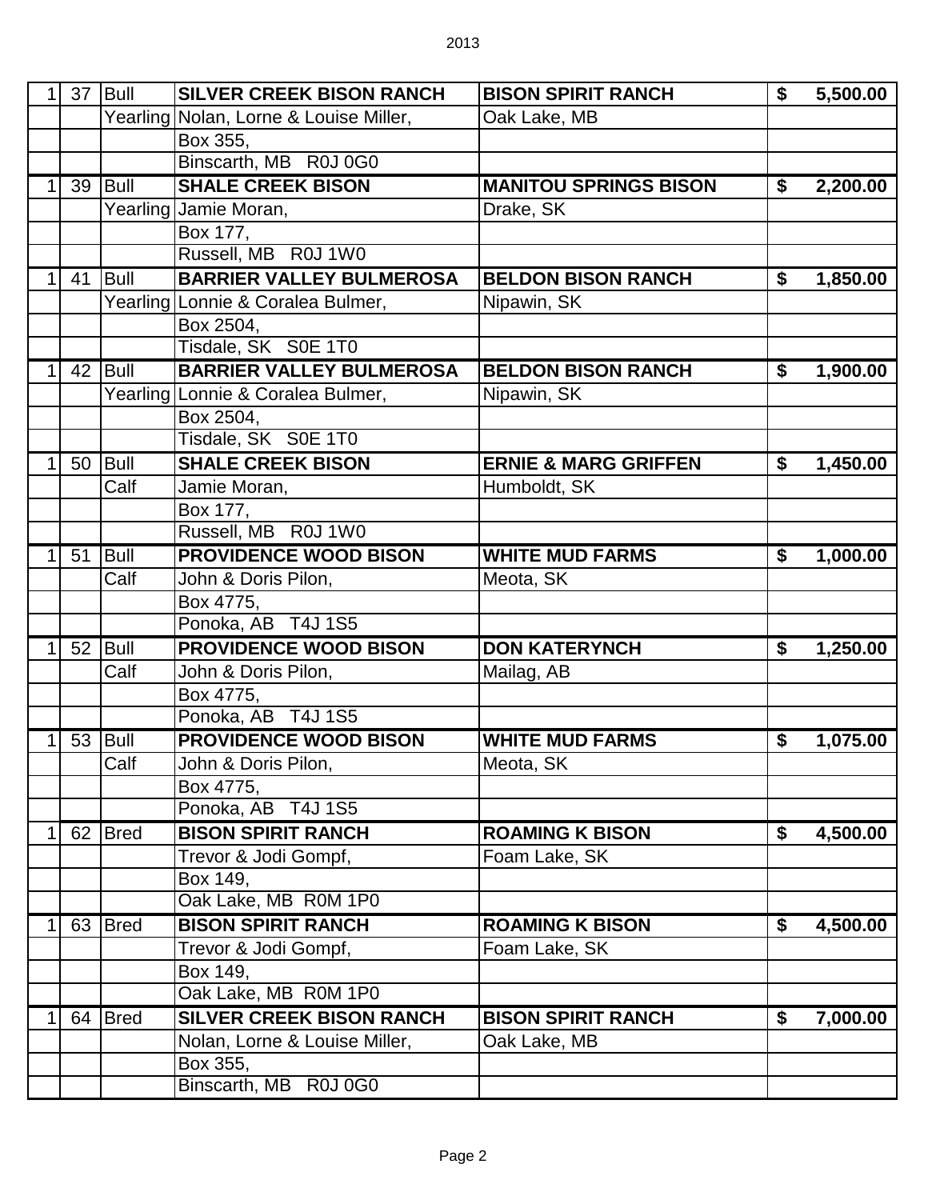| | | | | | | |
|---|---|---|---|---|---|---|
| 1 | 37 | Bull | **SILVER CREEK BISON RANCH** | **BISON SPIRIT RANCH** | **$** | **5,500.00** |
| | | Yearling | Nolan, Lorne & Louise Miller, | Oak Lake, MB | | |
| | | | Box 355, | | | |
| | | | Binscarth, MB R0J 0G0 | | | |
| 1 | 39 | Bull | **SHALE CREEK BISON** | **MANITOU SPRINGS BISON** | **$** | **2,200.00** |
| | | Yearling | Jamie Moran, | Drake, SK | | |
| | | | Box 177, | | | |
| | | | Russell, MB R0J 1W0 | | | |
| 1 | 41 | Bull | **BARRIER VALLEY BULMEROSA** | **BELDON BISON RANCH** | **$** | **1,850.00** |
| | | Yearling | Lonnie & Coralea Bulmer, | Nipawin, SK | | |
| | | | Box 2504, | | | |
| | | | Tisdale, SK S0E 1T0 | | | |
| 1 | 42 | Bull | **BARRIER VALLEY BULMEROSA** | **BELDON BISON RANCH** | **$** | **1,900.00** |
| | | Yearling | Lonnie & Coralea Bulmer, | Nipawin, SK | | |
| | | | Box 2504, | | | |
| | | | Tisdale, SK S0E 1T0 | | | |
| 1 | 50 | Bull | **SHALE CREEK BISON** | **ERNIE & MARG GRIFFEN** | **$** | **1,450.00** |
| | | Calf | Jamie Moran, | Humboldt, SK | | |
| | | | Box 177, | | | |
| | | | Russell, MB R0J 1W0 | | | |
| 1 | 51 | Bull | **PROVIDENCE WOOD BISON** | **WHITE MUD FARMS** | **$** | **1,000.00** |
| | | Calf | John & Doris Pilon, | Meota, SK | | |
| | | | Box 4775, | | | |
| | | | Ponoka, AB T4J 1S5 | | | |
| 1 | 52 | Bull | **PROVIDENCE WOOD BISON** | **DON KATERYNCH** | **$** | **1,250.00** |
| | | Calf | John & Doris Pilon, | Mailag, AB | | |
| | | | Box 4775, | | | |
| | | | Ponoka, AB T4J 1S5 | | | |
| 1 | 53 | Bull | **PROVIDENCE WOOD BISON** | **WHITE MUD FARMS** | **$** | **1,075.00** |
| | | Calf | John & Doris Pilon, | Meota, SK | | |
| | | | Box 4775, | | | |
| | | | Ponoka, AB T4J 1S5 | | | |
| 1 | 62 | Bred | **BISON SPIRIT RANCH** | **ROAMING K BISON** | **$** | **4,500.00** |
| | | | Trevor & Jodi Gompf, | Foam Lake, SK | | |
| | | | Box 149, | | | |
| | | | Oak Lake, MB R0M 1P0 | | | |
| 1 | 63 | Bred | **BISON SPIRIT RANCH** | **ROAMING K BISON** | **$** | **4,500.00** |
| | | | Trevor & Jodi Gompf, | Foam Lake, SK | | |
| | | | Box 149, | | | |
| | | | Oak Lake, MB R0M 1P0 | | | |
| 1 | 64 | Bred | **SILVER CREEK BISON RANCH** | **BISON SPIRIT RANCH** | **$** | **7,000.00** |
| | | | Nolan, Lorne & Louise Miller, | Oak Lake, MB | | |
| | | | Box 355, | | | |
| | | | Binscarth, MB R0J 0G0 | | | |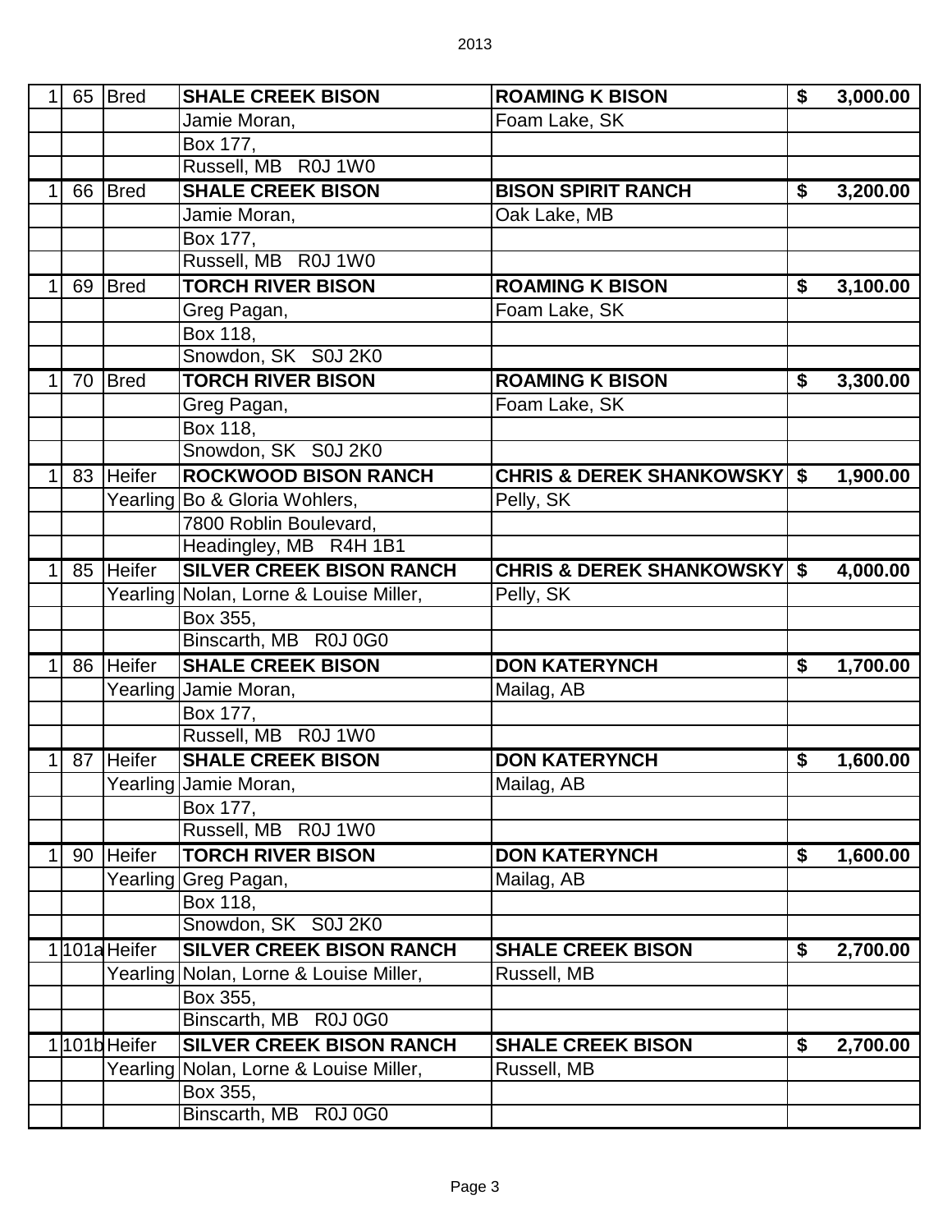| | | | | | |
|---|---|---|---|---|---|
| 1 | 65 | Bred | **SHALE CREEK BISON** | **ROAMING K BISON** | **$ 3,000.00** |
| | | | Jamie Moran, | Foam Lake, SK | |
| | | | Box 177, | | |
| | | | Russell, MB R0J 1W0 | | |
| 1 | 66 | Bred | **SHALE CREEK BISON** | **BISON SPIRIT RANCH** | **$ 3,200.00** |
| | | | Jamie Moran, | Oak Lake, MB | |
| | | | Box 177, | | |
| | | | Russell, MB R0J 1W0 | | |
| 1 | 69 | Bred | **TORCH RIVER BISON** | **ROAMING K BISON** | **$ 3,100.00** |
| | | | Greg Pagan, | Foam Lake, SK | |
| | | | Box 118, | | |
| | | | Snowdon, SK S0J 2K0 | | |
| 1 | 70 | Bred | **TORCH RIVER BISON** | **ROAMING K BISON** | **$ 3,300.00** |
| | | | Greg Pagan, | Foam Lake, SK | |
| | | | Box 118, | | |
| | | | Snowdon, SK S0J 2K0 | | |
| 1 | 83 | Heifer | **ROCKWOOD BISON RANCH** | **CHRIS & DEREK SHANKOWSKY** | **$ 1,900.00** |
| | | Yearling | Bo & Gloria Wohlers, | Pelly, SK | |
| | | | 7800 Roblin Boulevard, | | |
| | | | Headingley, MB R4H 1B1 | | |
| 1 | 85 | Heifer | **SILVER CREEK BISON RANCH** | **CHRIS & DEREK SHANKOWSKY** | **$ 4,000.00** |
| | | Yearling | Nolan, Lorne & Louise Miller, | Pelly, SK | |
| | | | Box 355, | | |
| | | | Binscarth, MB R0J 0G0 | | |
| 1 | 86 | Heifer | **SHALE CREEK BISON** | **DON KATERYNCH** | **$ 1,700.00** |
| | | Yearling | Jamie Moran, | Mailag, AB | |
| | | | Box 177, | | |
| | | | Russell, MB R0J 1W0 | | |
| 1 | 87 | Heifer | **SHALE CREEK BISON** | **DON KATERYNCH** | **$ 1,600.00** |
| | | Yearling | Jamie Moran, | Mailag, AB | |
| | | | Box 177, | | |
| | | | Russell, MB R0J 1W0 | | |
| 1 | 90 | Heifer | **TORCH RIVER BISON** | **DON KATERYNCH** | **$ 1,600.00** |
| | | Yearling | Greg Pagan, | Mailag, AB | |
| | | | Box 118, | | |
| | | | Snowdon, SK S0J 2K0 | | |
| 1 | 101a | Heifer | **SILVER CREEK BISON RANCH** | **SHALE CREEK BISON** | **$ 2,700.00** |
| | | Yearling | Nolan, Lorne & Louise Miller, | Russell, MB | |
| | | | Box 355, | | |
| | | | Binscarth, MB R0J 0G0 | | |
| 1 | 101b | Heifer | **SILVER CREEK BISON RANCH** | **SHALE CREEK BISON** | **$ 2,700.00** |
| | | Yearling | Nolan, Lorne & Louise Miller, | Russell, MB | |
| | | | Box 355, | | |
| | | | Binscarth, MB R0J 0G0 | | |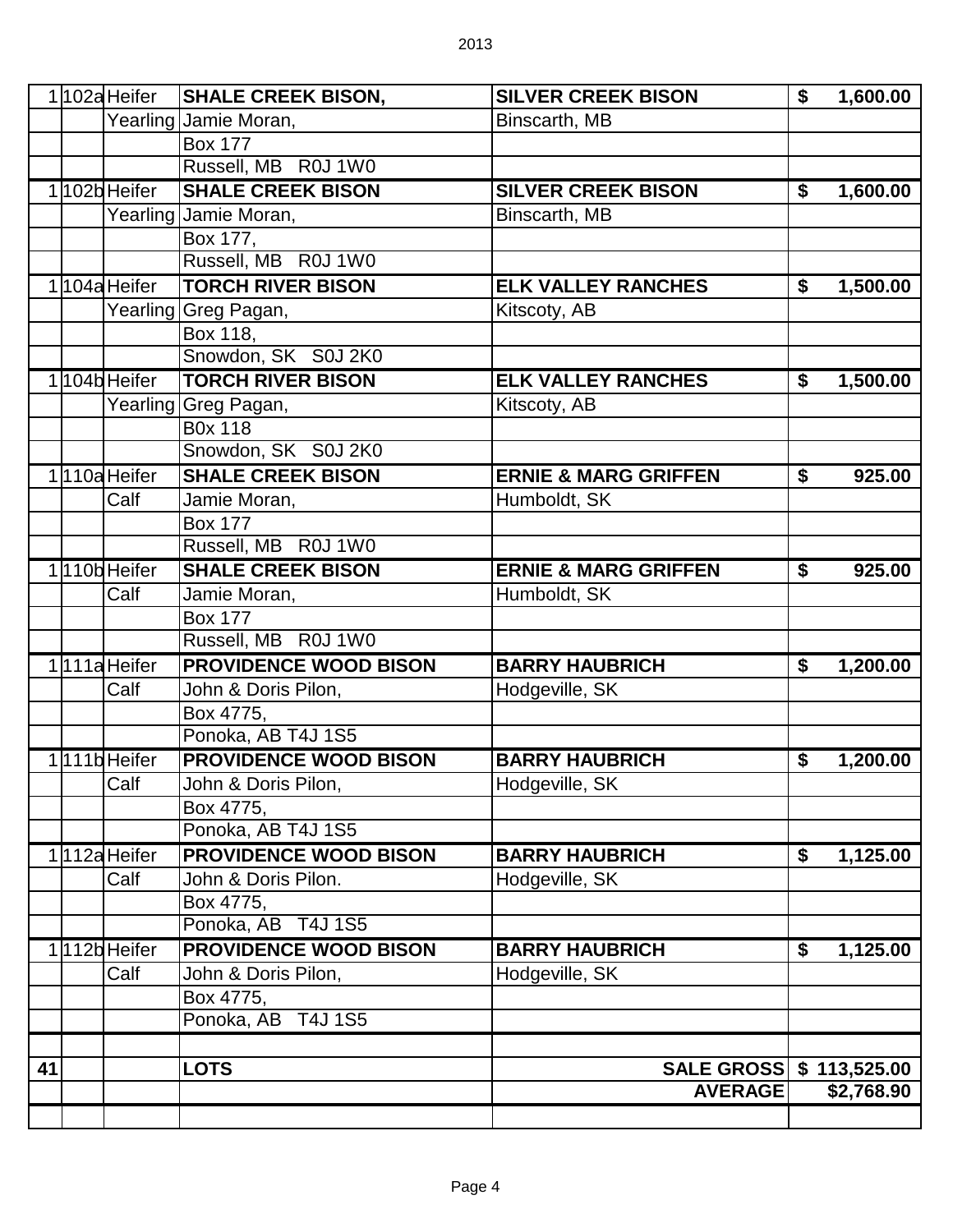| | | | | | | |
|---|---|---|---|---|---|---|
| 1 | 102a | Heifer | **SHALE CREEK BISON,** | **SILVER CREEK BISON** | **$** | **1,600.00** |
| | | Yearling | Jamie Moran, | Binscarth, MB | | |
| | | | Box 177 | | | |
| | | | Russell, MB R0J 1W0 | | | |
| 1 | 102b | Heifer | **SHALE CREEK BISON** | **SILVER CREEK BISON** | **$** | **1,600.00** |
| | | Yearling | Jamie Moran, | Binscarth, MB | | |
| | | | Box 177, | | | |
| | | | Russell, MB R0J 1W0 | | | |
| 1 | 104a | Heifer | **TORCH RIVER BISON** | **ELK VALLEY RANCHES** | **$** | **1,500.00** |
| | | Yearling | Greg Pagan, | Kitscoty, AB | | |
| | | | Box 118, | | | |
| | | | Snowdon, SK S0J 2K0 | | | |
| 1 | 104b | Heifer | **TORCH RIVER BISON** | **ELK VALLEY RANCHES** | **$** | **1,500.00** |
| | | Yearling | Greg Pagan, | Kitscoty, AB | | |
| | | | B0x 118 | | | |
| | | | Snowdon, SK S0J 2K0 | | | |
| 1 | 110a | Heifer | **SHALE CREEK BISON** | **ERNIE & MARG GRIFFEN** | **$** | **925.00** |
| | | Calf | Jamie Moran, | Humboldt, SK | | |
| | | | Box 177 | | | |
| | | | Russell, MB R0J 1W0 | | | |
| 1 | 110b | Heifer | **SHALE CREEK BISON** | **ERNIE & MARG GRIFFEN** | **$** | **925.00** |
| | | Calf | Jamie Moran, | Humboldt, SK | | |
| | | | Box 177 | | | |
| | | | Russell, MB R0J 1W0 | | | |
| 1 | 111a | Heifer | **PROVIDENCE WOOD BISON** | **BARRY HAUBRICH** | **$** | **1,200.00** |
| | | Calf | John & Doris Pilon, | Hodgeville, SK | | |
| | | | Box 4775, | | | |
| | | | Ponoka, AB T4J 1S5 | | | |
| 1 | 111b | Heifer | **PROVIDENCE WOOD BISON** | **BARRY HAUBRICH** | **$** | **1,200.00** |
| | | Calf | John & Doris Pilon, | Hodgeville, SK | | |
| | | | Box 4775, | | | |
| | | | Ponoka, AB T4J 1S5 | | | |
| 1 | 112a | Heifer | **PROVIDENCE WOOD BISON** | **BARRY HAUBRICH** | **$** | **1,125.00** |
| | | Calf | John & Doris Pilon. | Hodgeville, SK | | |
| | | | Box 4775, | | | |
| | | | Ponoka, AB T4J 1S5 | | | |
| 1 | 112b | Heifer | **PROVIDENCE WOOD BISON** | **BARRY HAUBRICH** | **$** | **1,125.00** |
| | | Calf | John & Doris Pilon, | Hodgeville, SK | | |
| | | | Box 4775, | | | |
| | | | Ponoka, AB T4J 1S5 | | | |
| | | | | | | |
| **41** | | | **LOTS** | **SALE GROSS** | **$** | **113,525.00** |
| | | | | **AVERAGE** | | **$2,768.90** |
| | | | | | | |